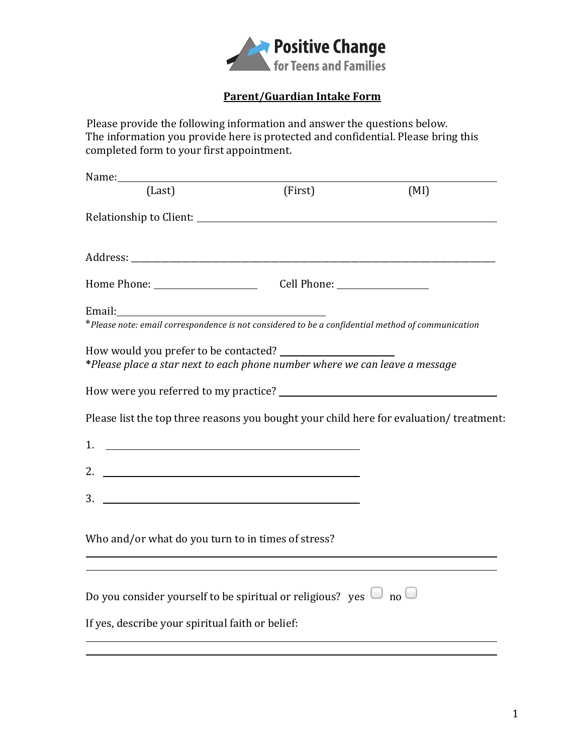Positive Change
for Teens and Families

## Parent/Guardian Intake Form

Please provide the following information and answer the questions below.
The information you provide here is protected and confidential. Please bring this completed form to your first appointment.

Name:\_\_\_\_\_\_\_\_\_\_\_\_\_\_\_\_\_\_\_\_\_\_\_\_\_\_\_\_\_\_\_\_\_\_\_\_\_\_\_\_\_\_\_\_\_\_\_\_\_\_\_\_\_\_\_\_\_\_\_\_
(Last) (First) (MI)

Relationship to Client: \_\_\_\_\_\_\_\_\_\_\_\_\_\_\_\_\_\_\_\_\_\_\_\_\_\_\_\_\_\_\_\_\_\_\_\_\_\_\_\_\_\_\_\_

Address: \_\_\_\_\_\_\_\_\_\_\_\_\_\_\_\_\_\_\_\_\_\_\_\_\_\_\_\_\_\_\_\_\_\_\_\_\_\_\_\_\_\_\_\_\_\_\_\_\_\_\_\_\_\_\_\_\_\_\_\_

Home Phone: \_\_\_\_\_\_\_\_\_\_\_\_\_\_\_\_ Cell Phone: \_\_\_\_\_\_\_\_\_\_\_\_\_\_\_\_

Email:\_\_\_\_\_\_\_\_\_\_\_\_\_\_\_\_\_\_\_\_\_\_\_\_\_\_\_\_\_\_\_\_
*\*Please note: email correspondence is not considered to be a confidential method of communication*

How would you prefer to be contacted? \_\_\_\_\_\_\_\_\_\_\_\_\_\_\_\_\_\_
**\***_Please place a star next to each phone number where we can leave a message_

How were you referred to my practice? \_\_\_\_\_\_\_\_\_\_\_\_\_\_\_\_\_\_\_\_\_\_\_\_\_\_\_\_\_\_\_\_

Please list the top three reasons you bought your child here for evaluation/ treatment:

1. \_\_\_\_\_\_\_\_\_\_\_\_\_\_\_\_\_\_\_\_\_\_\_\_\_\_\_\_\_\_\_\_\_\_\_\_\_\_\_\_

2. \_\_\_\_\_\_\_\_\_\_\_\_\_\_\_\_\_\_\_\_\_\_\_\_\_\_\_\_\_\_\_\_\_\_\_\_\_\_\_\_

3. \_\_\_\_\_\_\_\_\_\_\_\_\_\_\_\_\_\_\_\_\_\_\_\_\_\_\_\_\_\_\_\_\_\_\_\_\_\_\_\_

Who and/or what do you turn to in times of stress?

\_\_\_\_\_\_\_\_\_\_\_\_\_\_\_\_\_\_\_\_\_\_\_\_\_\_\_\_\_\_\_\_\_\_\_\_\_\_\_\_\_\_\_\_\_\_\_\_\_\_\_\_\_\_\_\_\_\_\_\_

\_\_\_\_\_\_\_\_\_\_\_\_\_\_\_\_\_\_\_\_\_\_\_\_\_\_\_\_\_\_\_\_\_\_\_\_\_\_\_\_\_\_\_\_\_\_\_\_\_\_\_\_\_\_\_\_\_\_\_\_

Do you consider yourself to be spiritual or religious? yes ☐ no ☐

If yes, describe your spiritual faith or belief:

\_\_\_\_\_\_\_\_\_\_\_\_\_\_\_\_\_\_\_\_\_\_\_\_\_\_\_\_\_\_\_\_\_\_\_\_\_\_\_\_\_\_\_\_\_\_\_\_\_\_\_\_\_\_\_\_\_\_\_\_

\_\_\_\_\_\_\_\_\_\_\_\_\_\_\_\_\_\_\_\_\_\_\_\_\_\_\_\_\_\_\_\_\_\_\_\_\_\_\_\_\_\_\_\_\_\_\_\_\_\_\_\_\_\_\_\_\_\_\_\_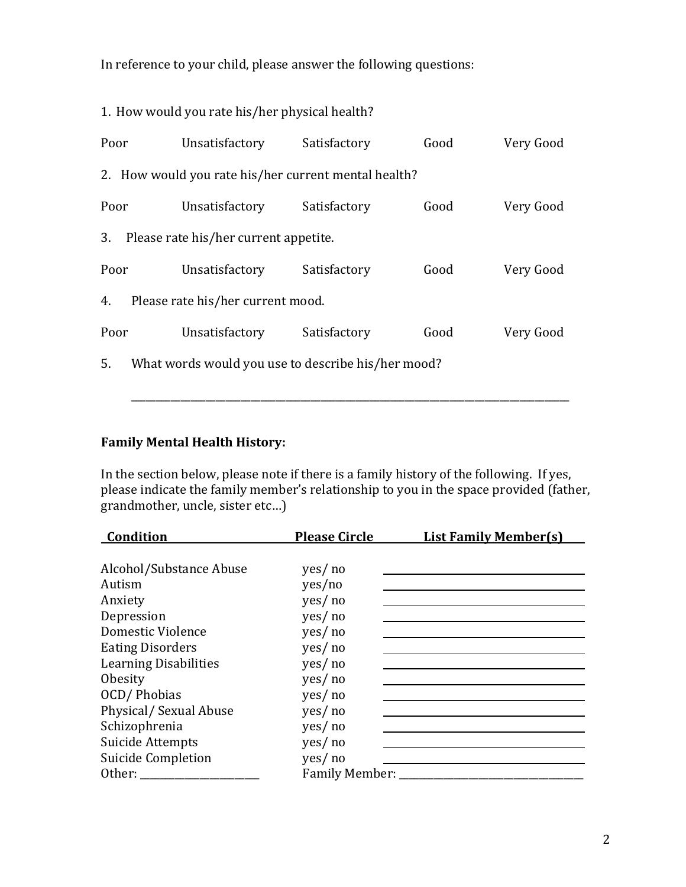In reference to your child, please answer the following questions:

1. How would you rate his/her physical health?

Poor Unsatisfactory Satisfactory Good Very Good

2. How would you rate his/her current mental health?

Poor Unsatisfactory Satisfactory Good Very Good

3. Please rate his/her current appetite.

Poor Unsatisfactory Satisfactory Good Very Good

4. Please rate his/her current mood.

Poor Unsatisfactory Satisfactory Good Very Good

5. What words would you use to describe his/her mood?

_______________________________________________________________________________

**Family Mental Health History:**

In the section below, please note if there is a family history of the following. If yes, please indicate the family member's relationship to you in the space provided (father, grandmother, uncle, sister etc…)

| Condition | Please Circle | List Family Member(s) |
|---|---|---|
| Alcohol/Substance Abuse | yes/ no | ____________________ |
| Autism | yes/no | ____________________ |
| Anxiety | yes/ no | ____________________ |
| Depression | yes/ no | ____________________ |
| Domestic Violence | yes/ no | ____________________ |
| Eating Disorders | yes/ no | ____________________ |
| Learning Disabilities | yes/ no | ____________________ |
| Obesity | yes/ no | ____________________ |
| OCD/ Phobias | yes/ no | ____________________ |
| Physical/ Sexual Abuse | yes/ no | ____________________ |
| Schizophrenia | yes/ no | ____________________ |
| Suicide Attempts | yes/ no | ____________________ |
| Suicide Completion | yes/ no | ____________________ |
| Other: ____________________ | Family Member: ____________________ | |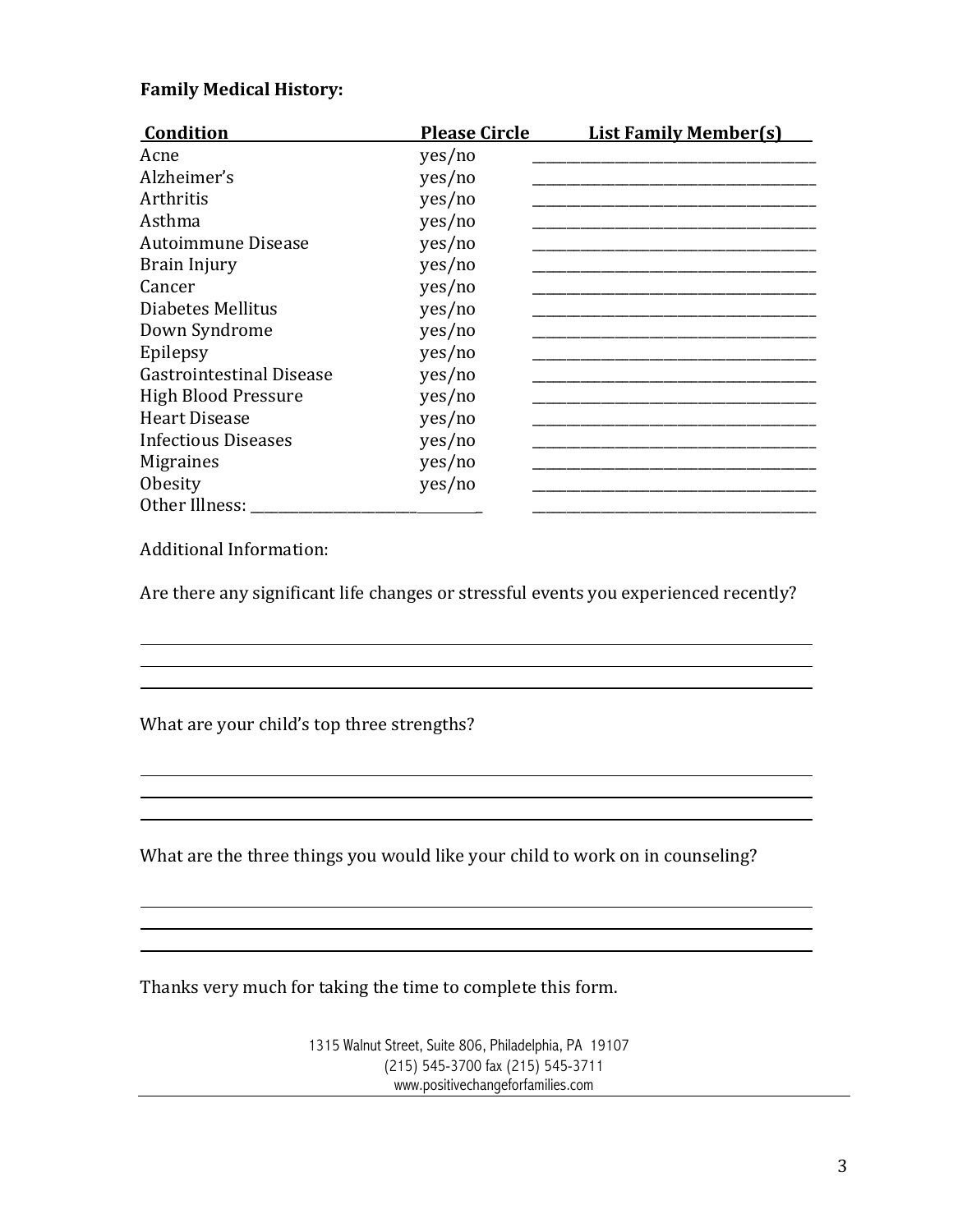**Family Medical History:**

| Condition | Please Circle | List Family Member(s) |
|---|---|---|
| Acne | yes/no | ____________________________________ |
| Alzheimer's | yes/no | ____________________________________ |
| Arthritis | yes/no | ____________________________________ |
| Asthma | yes/no | ____________________________________ |
| Autoimmune Disease | yes/no | ____________________________________ |
| Brain Injury | yes/no | ____________________________________ |
| Cancer | yes/no | ____________________________________ |
| Diabetes Mellitus | yes/no | ____________________________________ |
| Down Syndrome | yes/no | ____________________________________ |
| Epilepsy | yes/no | ____________________________________ |
| Gastrointestinal Disease | yes/no | ____________________________________ |
| High Blood Pressure | yes/no | ____________________________________ |
| Heart Disease | yes/no | ____________________________________ |
| Infectious Diseases | yes/no | ____________________________________ |
| Migraines | yes/no | ____________________________________ |
| Obesity | yes/no | ____________________________________ |
| Other Illness: ____________________________ | | ____________________________________ |

Additional Information:

Are there any significant life changes or stressful events you experienced recently?

_______________________________________________________________________________

_______________________________________________________________________________

_______________________________________________________________________________

What are your child's top three strengths?

_______________________________________________________________________________

_______________________________________________________________________________

_______________________________________________________________________________

What are the three things you would like your child to work on in counseling?

_______________________________________________________________________________

_______________________________________________________________________________

_______________________________________________________________________________

Thanks very much for taking the time to complete this form.

1315 Walnut Street, Suite 806, Philadelphia, PA 19107
(215) 545-3700 fax (215) 545-3711
www.positivechangeforfamilies.com